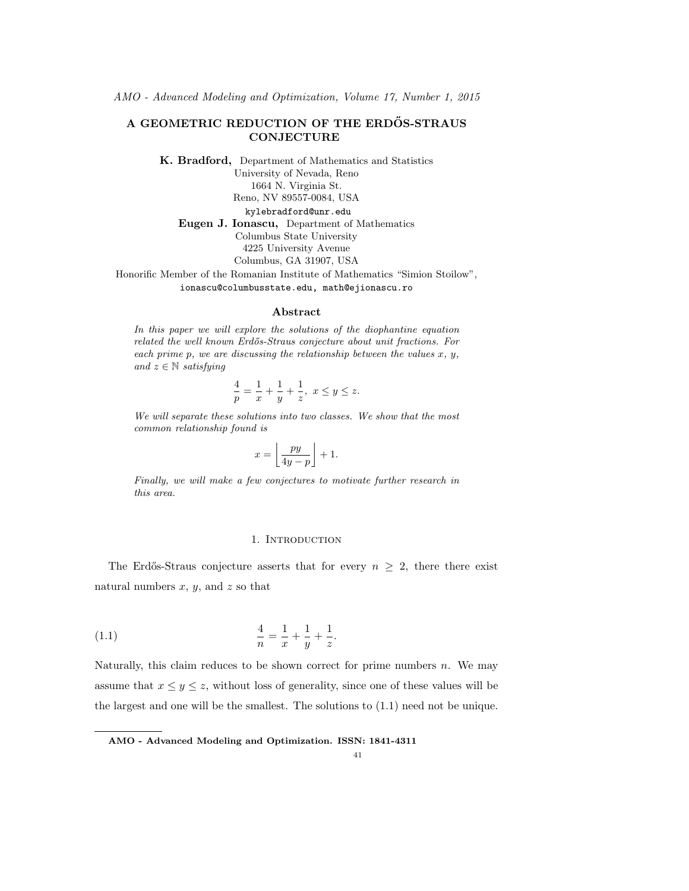# A GEOMETRIC REDUCTION OF THE ERDŐS-STRAUS CONJECTURE

**K. Bradford,** Department of Mathematics and Statistics
University of Nevada, Reno
1664 N. Virginia St.
Reno, NV 89557-0084, USA
kylebradford@unr.edu

**Eugen J. Ionascu,** Department of Mathematics
Columbus State University
4225 University Avenue
Columbus, GA 31907, USA
Honorific Member of the Romanian Institute of Mathematics "Simion Stoilow",
ionascu@columbusstate.edu, math@ejionascu.ro

### Abstract

*In this paper we will explore the solutions of the diophantine equation related the well known Erdős-Straus conjecture about unit fractions. For each prime p, we are discussing the relationship between the values x, y, and $z \in \mathbb{N}$ satisfying*

$$\frac{4}{p} = \frac{1}{x} + \frac{1}{y} + \frac{1}{z}, \ x \le y \le z.$$

*We will separate these solutions into two classes. We show that the most common relationship found is*

$$x = \left\lfloor \frac{py}{4y-p} \right\rfloor + 1.$$

*Finally, we will make a few conjectures to motivate further research in this area.*

## 1. Introduction

The Erdős-Straus conjecture asserts that for every $n \ge 2$, there there exist natural numbers $x$, $y$, and $z$ so that

$$\frac{4}{n} = \frac{1}{x} + \frac{1}{y} + \frac{1}{z}. \tag{1.1}$$

Naturally, this claim reduces to be shown correct for prime numbers $n$. We may assume that $x \le y \le z$, without loss of generality, since one of these values will be the largest and one will be the smallest. The solutions to (1.1) need not be unique.

---

**AMO - Advanced Modeling and Optimization. ISSN: 1841-4311**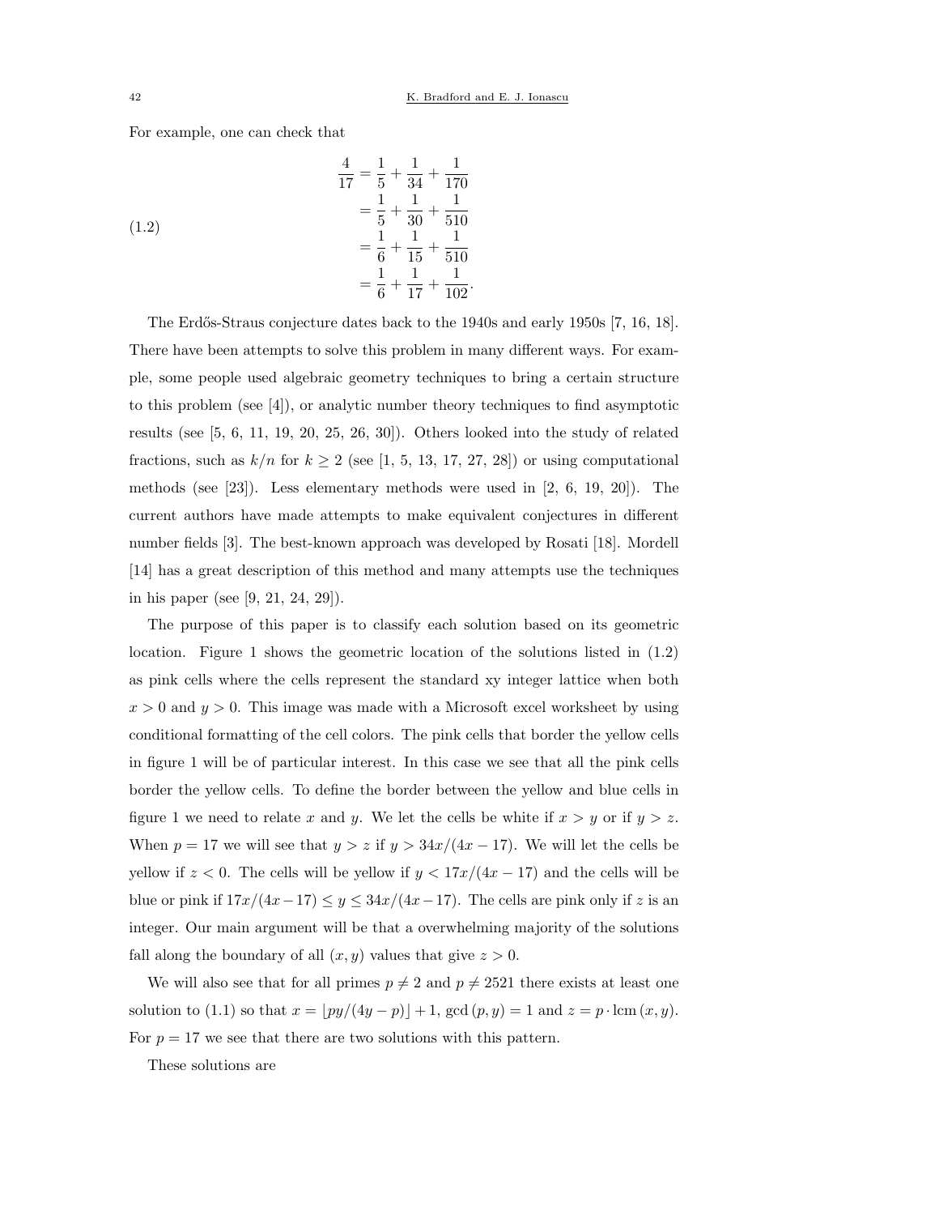For example, one can check that

$$
\begin{aligned}
\frac{4}{17} &= \frac{1}{5} + \frac{1}{34} + \frac{1}{170} \\
&= \frac{1}{5} + \frac{1}{30} + \frac{1}{510} \\
&= \frac{1}{6} + \frac{1}{15} + \frac{1}{510} \\
&= \frac{1}{6} + \frac{1}{17} + \frac{1}{102}.
\end{aligned} \tag{1.2}
$$

The Erdős-Straus conjecture dates back to the 1940s and early 1950s [7, 16, 18]. There have been attempts to solve this problem in many different ways. For example, some people used algebraic geometry techniques to bring a certain structure to this problem (see [4]), or analytic number theory techniques to find asymptotic results (see [5, 6, 11, 19, 20, 25, 26, 30]). Others looked into the study of related fractions, such as $k/n$ for $k \geq 2$ (see [1, 5, 13, 17, 27, 28]) or using computational methods (see [23]). Less elementary methods were used in [2, 6, 19, 20]). The current authors have made attempts to make equivalent conjectures in different number fields [3]. The best-known approach was developed by Rosati [18]. Mordell [14] has a great description of this method and many attempts use the techniques in his paper (see [9, 21, 24, 29]).

The purpose of this paper is to classify each solution based on its geometric location. Figure 1 shows the geometric location of the solutions listed in (1.2) as pink cells where the cells represent the standard xy integer lattice when both $x > 0$ and $y > 0$. This image was made with a Microsoft excel worksheet by using conditional formatting of the cell colors. The pink cells that border the yellow cells in figure 1 will be of particular interest. In this case we see that all the pink cells border the yellow cells. To define the border between the yellow and blue cells in figure 1 we need to relate $x$ and $y$. We let the cells be white if $x > y$ or if $y > z$. When $p = 17$ we will see that $y > z$ if $y > 34x/(4x - 17)$. We will let the cells be yellow if $z < 0$. The cells will be yellow if $y < 17x/(4x - 17)$ and the cells will be blue or pink if $17x/(4x-17) \leq y \leq 34x/(4x-17)$. The cells are pink only if $z$ is an integer. Our main argument will be that a overwhelming majority of the solutions fall along the boundary of all $(x, y)$ values that give $z > 0$.

We will also see that for all primes $p \neq 2$ and $p \neq 2521$ there exists at least one solution to (1.1) so that $x = \lfloor py/(4y - p) \rfloor + 1$, $\gcd(p, y) = 1$ and $z = p \cdot \operatorname{lcm}(x, y)$. For $p = 17$ we see that there are two solutions with this pattern.

These solutions are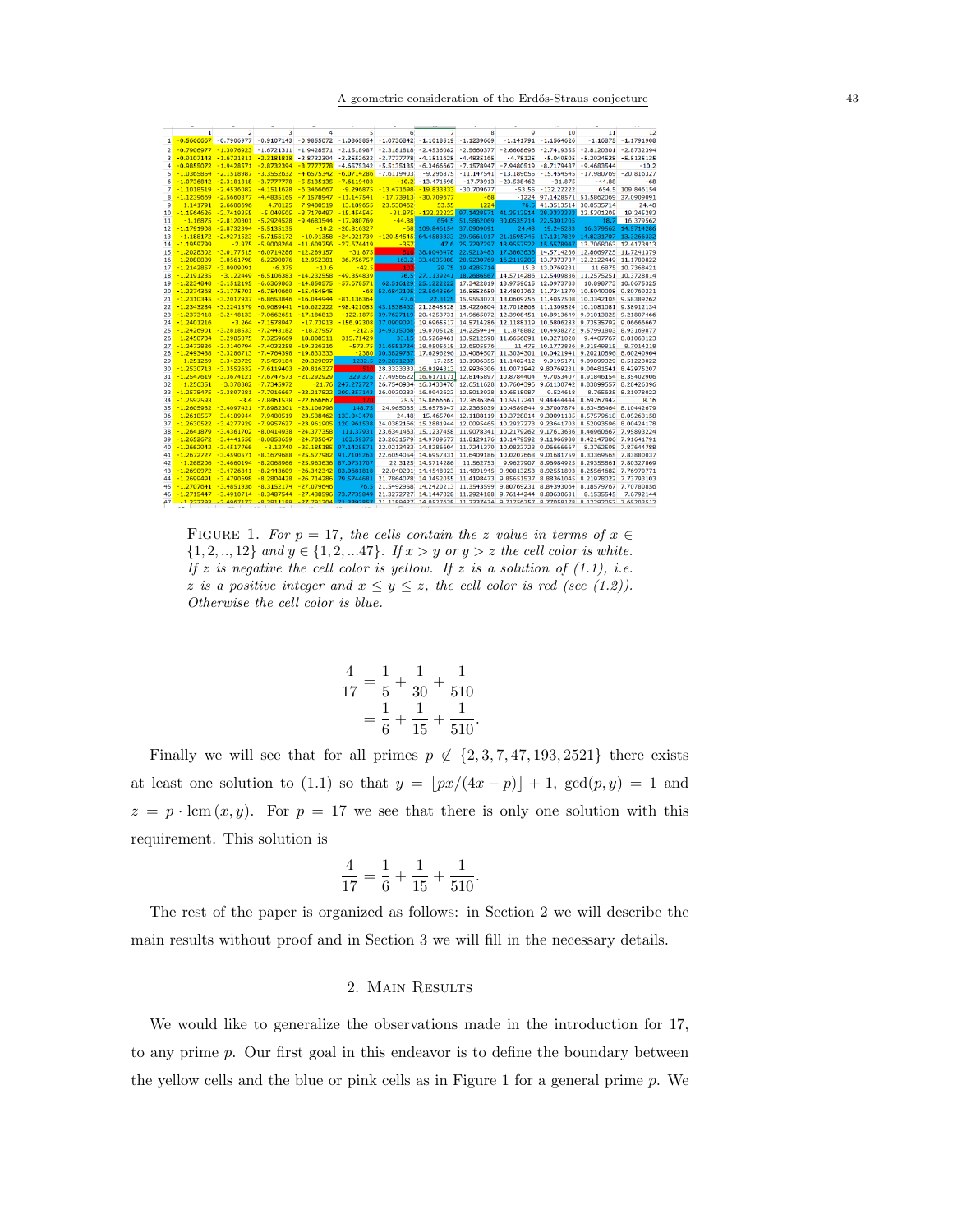FIGURE 1. *For $p = 17$, the cells contain the $z$ value in terms of $x \in \{1, 2, .., 12\}$ and $y \in \{1, 2, ...47\}$. If $x > y$ or $y > z$ the cell color is white. If $z$ is negative the cell color is yellow. If $z$ is a solution of (1.1), i.e. $z$ is a positive integer and $x \leq y \leq z$, the cell color is red (see (1.2)). Otherwise the cell color is blue.*

$$
\begin{aligned}
\frac{4}{17} &= \frac{1}{5} + \frac{1}{30} + \frac{1}{510} \\
&= \frac{1}{6} + \frac{1}{15} + \frac{1}{510}.
\end{aligned}
$$

Finally we will see that for all primes $p \notin \{2, 3, 7, 47, 193, 2521\}$ there exists at least one solution to (1.1) so that $y = \lfloor px/(4x - p) \rfloor + 1$, $\gcd(p, y) = 1$ and $z = p \cdot \operatorname{lcm}(x, y)$. For $p = 17$ we see that there is only one solution with this requirement. This solution is

$$
\frac{4}{17} = \frac{1}{6} + \frac{1}{15} + \frac{1}{510}.
$$

The rest of the paper is organized as follows: in Section 2 we will describe the main results without proof and in Section 3 we will fill in the necessary details.

## 2. Main Results

We would like to generalize the observations made in the introduction for 17, to any prime $p$. Our first goal in this endeavor is to define the boundary between the yellow cells and the blue or pink cells as in Figure 1 for a general prime $p$. We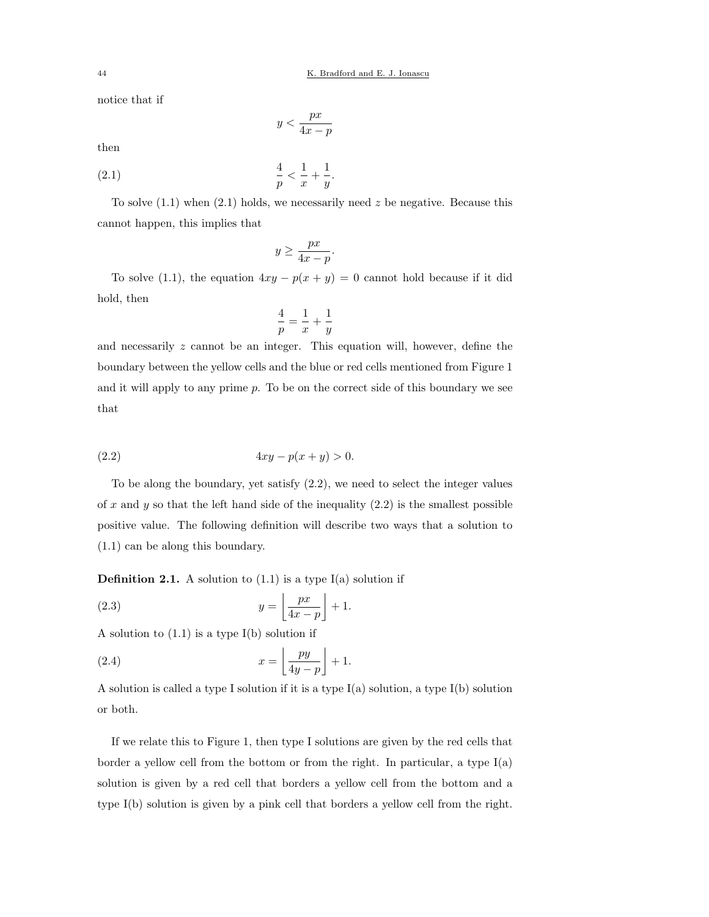notice that if

$$y < \frac{px}{4x - p}$$

then

$$\frac{4}{p} < \frac{1}{x} + \frac{1}{y}. \tag{2.1}$$

To solve (1.1) when (2.1) holds, we necessarily need $z$ be negative. Because this cannot happen, this implies that

$$y \geq \frac{px}{4x - p}.$$

To solve (1.1), the equation $4xy - p(x + y) = 0$ cannot hold because if it did hold, then

$$\frac{4}{p} = \frac{1}{x} + \frac{1}{y}$$

and necessarily $z$ cannot be an integer. This equation will, however, define the boundary between the yellow cells and the blue or red cells mentioned from Figure 1 and it will apply to any prime $p$. To be on the correct side of this boundary we see that

$$4xy - p(x + y) > 0. \tag{2.2}$$

To be along the boundary, yet satisfy (2.2), we need to select the integer values of $x$ and $y$ so that the left hand side of the inequality (2.2) is the smallest possible positive value. The following definition will describe two ways that a solution to (1.1) can be along this boundary.

**Definition 2.1.** A solution to (1.1) is a type I(a) solution if

$$y = \left\lfloor \frac{px}{4x - p} \right\rfloor + 1. \tag{2.3}$$

A solution to (1.1) is a type I(b) solution if

$$x = \left\lfloor \frac{py}{4y - p} \right\rfloor + 1. \tag{2.4}$$

A solution is called a type I solution if it is a type I(a) solution, a type I(b) solution or both.

If we relate this to Figure 1, then type I solutions are given by the red cells that border a yellow cell from the bottom or from the right. In particular, a type I(a) solution is given by a red cell that borders a yellow cell from the bottom and a type I(b) solution is given by a pink cell that borders a yellow cell from the right.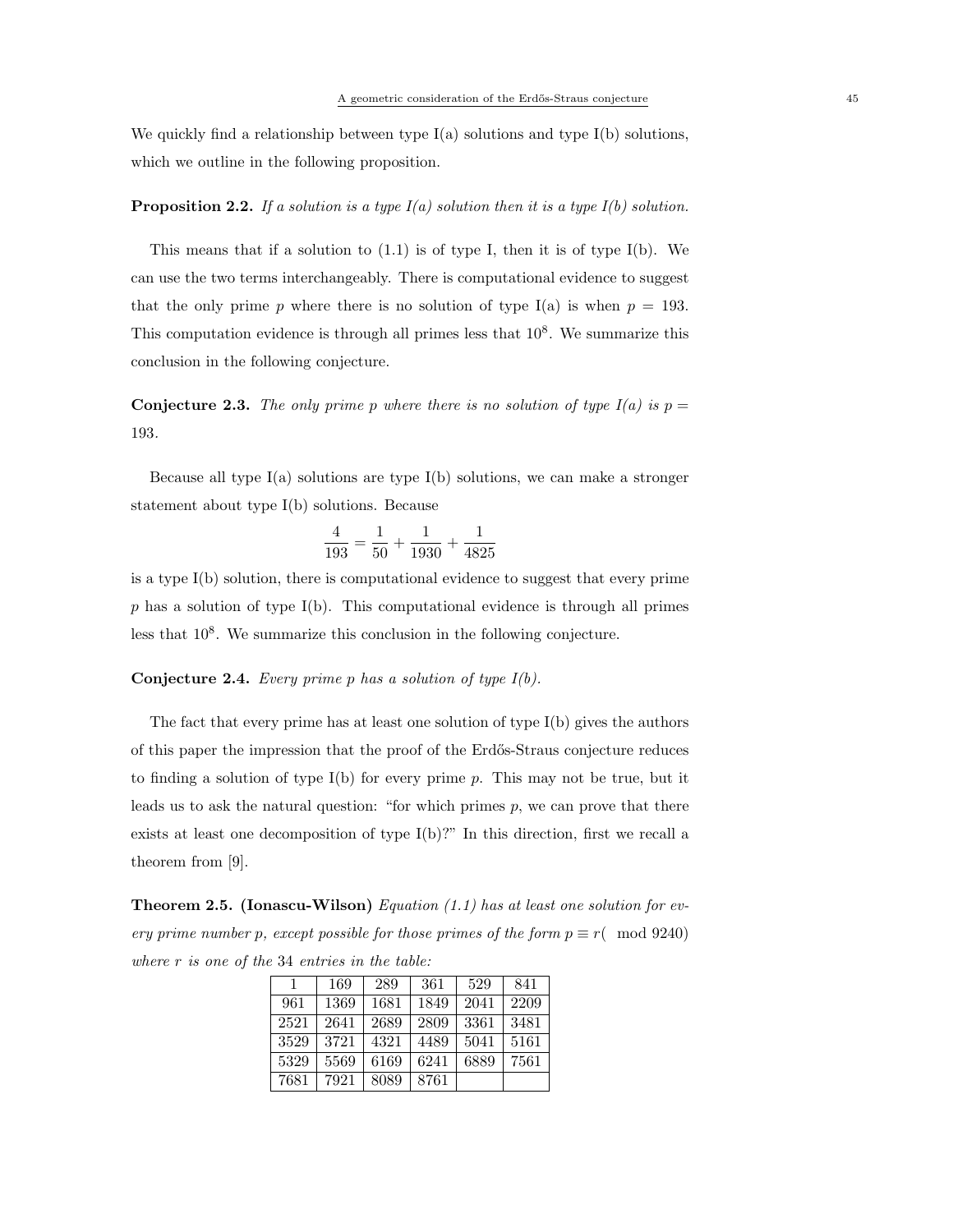We quickly find a relationship between type I(a) solutions and type I(b) solutions, which we outline in the following proposition.

**Proposition 2.2.** *If a solution is a type I(a) solution then it is a type I(b) solution.*

This means that if a solution to (1.1) is of type I, then it is of type I(b). We can use the two terms interchangeably. There is computational evidence to suggest that the only prime $p$ where there is no solution of type I(a) is when $p = 193$. This computation evidence is through all primes less that $10^8$. We summarize this conclusion in the following conjecture.

**Conjecture 2.3.** *The only prime $p$ where there is no solution of type I(a) is $p = 193$.*

Because all type I(a) solutions are type I(b) solutions, we can make a stronger statement about type I(b) solutions. Because

$$\frac{4}{193} = \frac{1}{50} + \frac{1}{1930} + \frac{1}{4825}$$

is a type I(b) solution, there is computational evidence to suggest that every prime $p$ has a solution of type I(b). This computational evidence is through all primes less that $10^8$. We summarize this conclusion in the following conjecture.

**Conjecture 2.4.** *Every prime $p$ has a solution of type I(b).*

The fact that every prime has at least one solution of type I(b) gives the authors of this paper the impression that the proof of the Erdős-Straus conjecture reduces to finding a solution of type I(b) for every prime $p$. This may not be true, but it leads us to ask the natural question: "for which primes $p$, we can prove that there exists at least one decomposition of type I(b)?" In this direction, first we recall a theorem from [9].

**Theorem 2.5. (Ionascu-Wilson)** *Equation (1.1) has at least one solution for every prime number $p$, except possible for those primes of the form $p \equiv r(\mod 9240)$ where $r$ is one of the 34 entries in the table:*

| | | | | | |
|---|---|---|---|---|---|
| 1 | 169 | 289 | 361 | 529 | 841 |
| 961 | 1369 | 1681 | 1849 | 2041 | 2209 |
| 2521 | 2641 | 2689 | 2809 | 3361 | 3481 |
| 3529 | 3721 | 4321 | 4489 | 5041 | 5161 |
| 5329 | 5569 | 6169 | 6241 | 6889 | 7561 |
| 7681 | 7921 | 8089 | 8761 | | |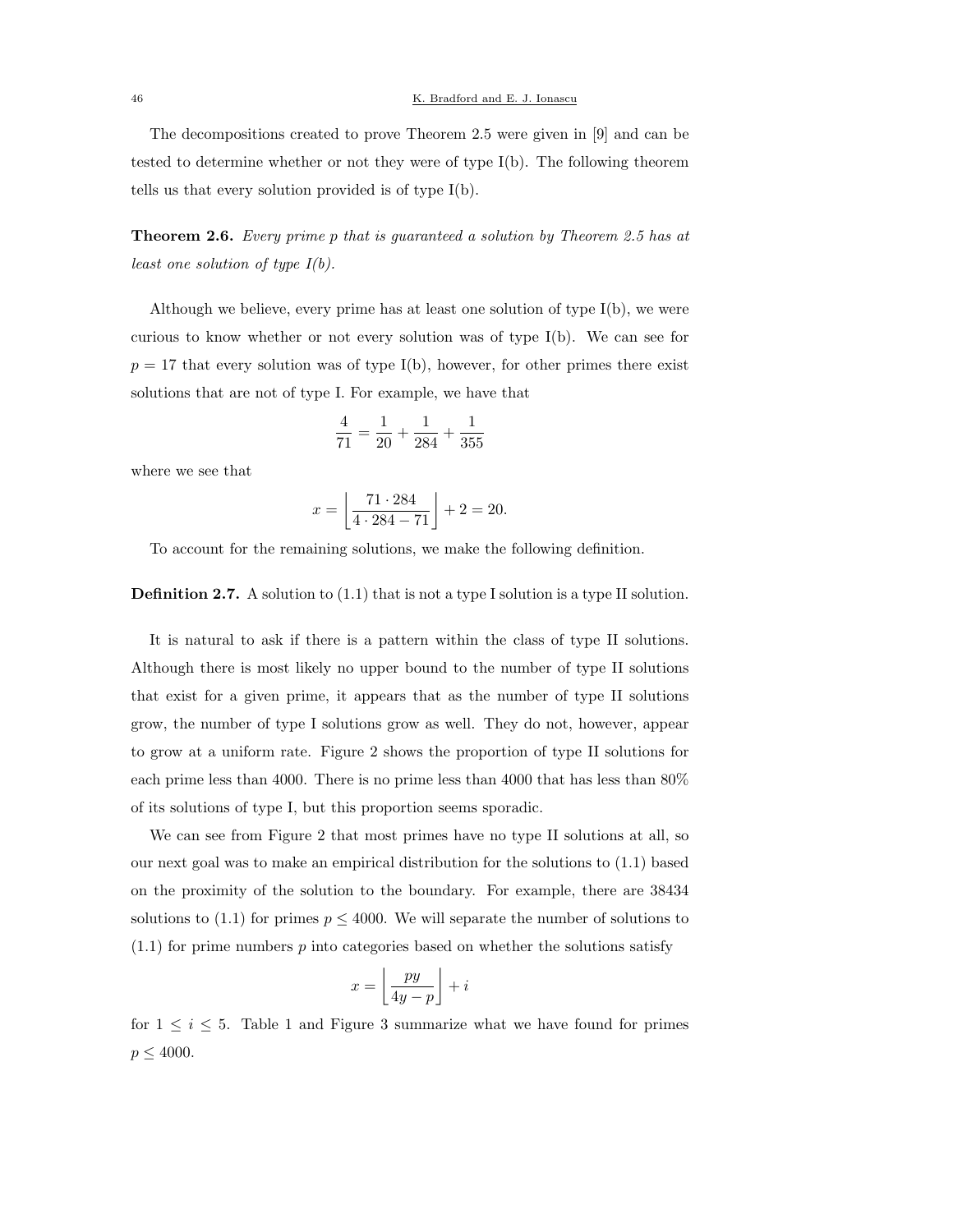The decompositions created to prove Theorem 2.5 were given in [9] and can be tested to determine whether or not they were of type I(b). The following theorem tells us that every solution provided is of type I(b).

**Theorem 2.6.** *Every prime $p$ that is guaranteed a solution by Theorem 2.5 has at least one solution of type I(b).*

Although we believe, every prime has at least one solution of type I(b), we were curious to know whether or not every solution was of type I(b). We can see for $p = 17$ that every solution was of type I(b), however, for other primes there exist solutions that are not of type I. For example, we have that

$$\frac{4}{71} = \frac{1}{20} + \frac{1}{284} + \frac{1}{355}$$

where we see that

$$x = \left\lfloor \frac{71 \cdot 284}{4 \cdot 284 - 71} \right\rfloor + 2 = 20.$$

To account for the remaining solutions, we make the following definition.

**Definition 2.7.** A solution to (1.1) that is not a type I solution is a type II solution.

It is natural to ask if there is a pattern within the class of type II solutions. Although there is most likely no upper bound to the number of type II solutions that exist for a given prime, it appears that as the number of type II solutions grow, the number of type I solutions grow as well. They do not, however, appear to grow at a uniform rate. Figure 2 shows the proportion of type II solutions for each prime less than 4000. There is no prime less than 4000 that has less than 80% of its solutions of type I, but this proportion seems sporadic.

We can see from Figure 2 that most primes have no type II solutions at all, so our next goal was to make an empirical distribution for the solutions to (1.1) based on the proximity of the solution to the boundary. For example, there are 38434 solutions to (1.1) for primes $p \leq 4000$. We will separate the number of solutions to (1.1) for prime numbers $p$ into categories based on whether the solutions satisfy

$$x = \left\lfloor \frac{py}{4y - p} \right\rfloor + i$$

for $1 \leq i \leq 5$. Table 1 and Figure 3 summarize what we have found for primes $p \leq 4000$.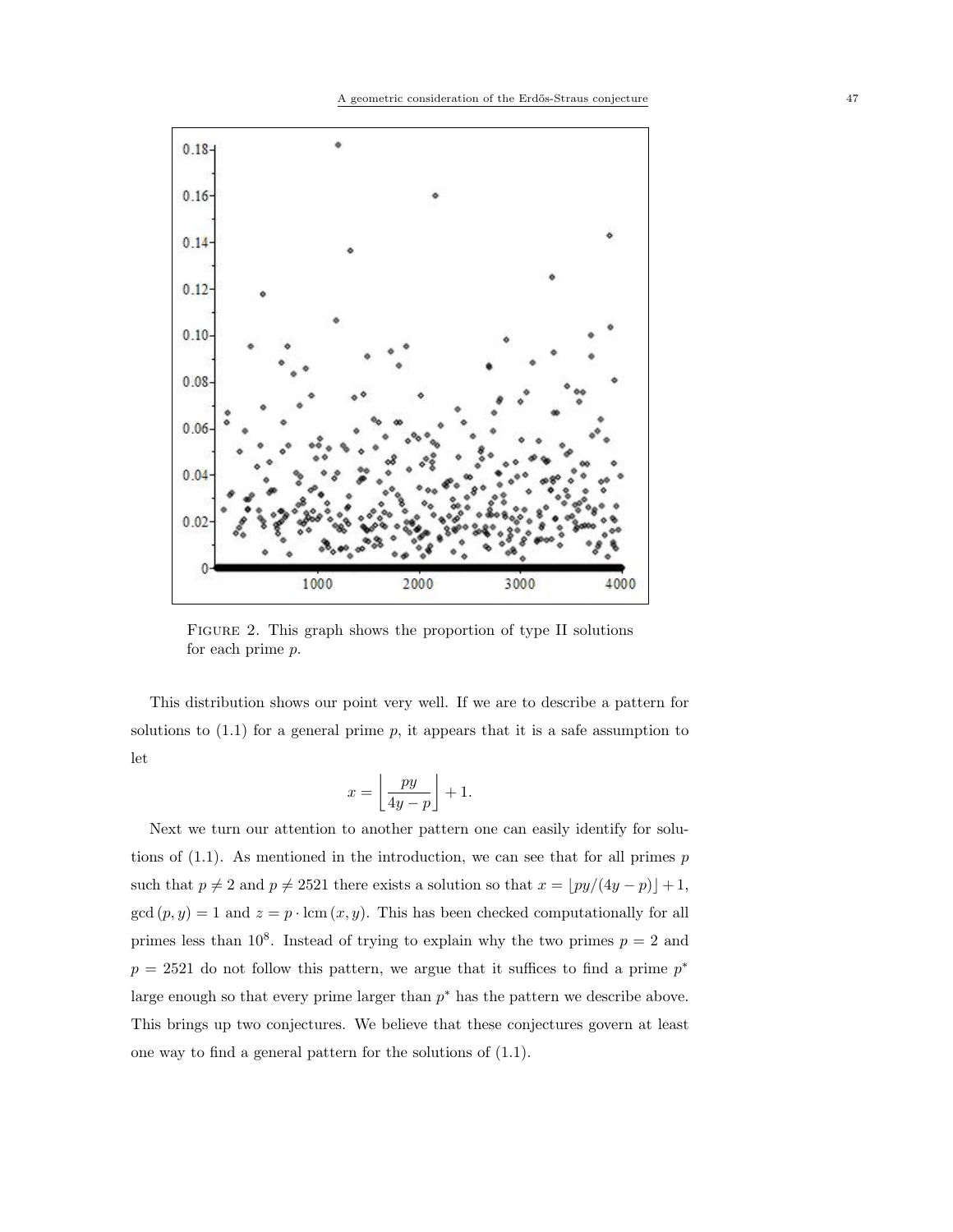Figure 2. This graph shows the proportion of type II solutions for each prime $p$.

This distribution shows our point very well. If we are to describe a pattern for solutions to (1.1) for a general prime $p$, it appears that it is a safe assumption to let

$$x = \left\lfloor \frac{py}{4y - p} \right\rfloor + 1.$$

Next we turn our attention to another pattern one can easily identify for solutions of (1.1). As mentioned in the introduction, we can see that for all primes $p$ such that $p \neq 2$ and $p \neq 2521$ there exists a solution so that $x = \lfloor py/(4y-p) \rfloor + 1$, $\gcd(p, y) = 1$ and $z = p \cdot \operatorname{lcm}(x, y)$. This has been checked computationally for all primes less than $10^8$. Instead of trying to explain why the two primes $p = 2$ and $p = 2521$ do not follow this pattern, we argue that it suffices to find a prime $p^*$ large enough so that every prime larger than $p^*$ has the pattern we describe above. This brings up two conjectures. We believe that these conjectures govern at least one way to find a general pattern for the solutions of (1.1).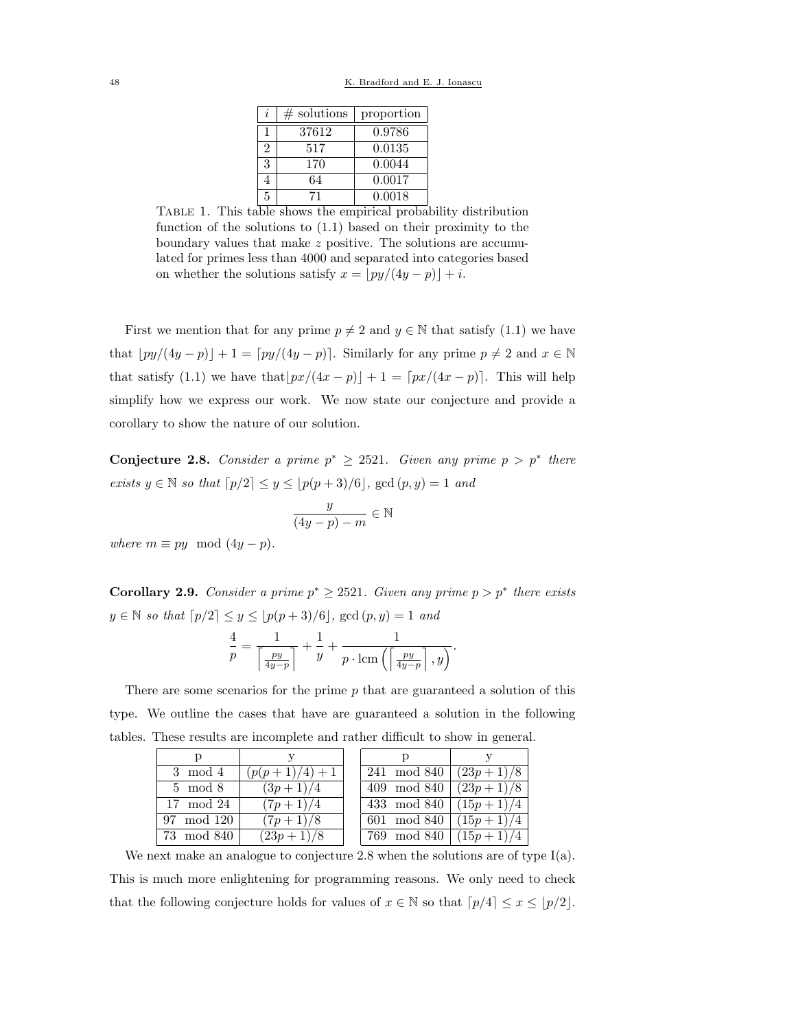| $i$ | # solutions | proportion |
|---|---|---|
| 1 | 37612 | 0.9786 |
| 2 | 517 | 0.0135 |
| 3 | 170 | 0.0044 |
| 4 | 64 | 0.0017 |
| 5 | 71 | 0.0018 |

Table 1. This table shows the empirical probability distribution function of the solutions to (1.1) based on their proximity to the boundary values that make $z$ positive. The solutions are accumulated for primes less than 4000 and separated into categories based on whether the solutions satisfy $x = \lfloor py/(4y-p) \rfloor + i$.

First we mention that for any prime $p \neq 2$ and $y \in \mathbb{N}$ that satisfy (1.1) we have that $\lfloor py/(4y-p) \rfloor + 1 = \lceil py/(4y-p) \rceil$. Similarly for any prime $p \neq 2$ and $x \in \mathbb{N}$ that satisfy (1.1) we have that $\lfloor px/(4x-p) \rfloor + 1 = \lceil px/(4x-p) \rceil$. This will help simplify how we express our work. We now state our conjecture and provide a corollary to show the nature of our solution.

**Conjecture 2.8.** *Consider a prime $p^* \geq 2521$. Given any prime $p > p^*$ there exists $y \in \mathbb{N}$ so that $\lceil p/2 \rceil \leq y \leq \lfloor p(p+3)/6 \rfloor$, $\gcd(p, y) = 1$ and*

$$\frac{y}{(4y-p) - m} \in \mathbb{N}$$

*where $m \equiv py \mod (4y-p)$.*

**Corollary 2.9.** *Consider a prime $p^* \geq 2521$. Given any prime $p > p^*$ there exists $y \in \mathbb{N}$ so that $\lceil p/2 \rceil \leq y \leq \lfloor p(p+3)/6 \rfloor$, $\gcd(p, y) = 1$ and*

$$\frac{4}{p} = \frac{1}{\left\lceil \frac{py}{4y-p} \right\rceil} + \frac{1}{y} + \frac{1}{p \cdot \operatorname{lcm}\left( \left\lceil \frac{py}{4y-p} \right\rceil, y \right)}.$$

There are some scenarios for the prime $p$ that are guaranteed a solution of this type. We outline the cases that have are guaranteed a solution in the following tables. These results are incomplete and rather difficult to show in general.

| p | y |
|---|---|
| $3 \mod 4$ | $(p(p+1)/4) + 1$ |
| $5 \mod 8$ | $(3p+1)/4$ |
| $17 \mod 24$ | $(7p+1)/4$ |
| $97 \mod 120$ | $(7p+1)/8$ |
| $73 \mod 840$ | $(23p+1)/8$ |

| p | y |
|---|---|
| $241 \mod 840$ | $(23p+1)/8$ |
| $409 \mod 840$ | $(23p+1)/8$ |
| $433 \mod 840$ | $(15p+1)/4$ |
| $601 \mod 840$ | $(15p+1)/4$ |
| $769 \mod 840$ | $(15p+1)/4$ |

We next make an analogue to conjecture 2.8 when the solutions are of type I(a). This is much more enlightening for programming reasons. We only need to check that the following conjecture holds for values of $x \in \mathbb{N}$ so that $\lceil p/4 \rceil \leq x \leq \lfloor p/2 \rfloor$.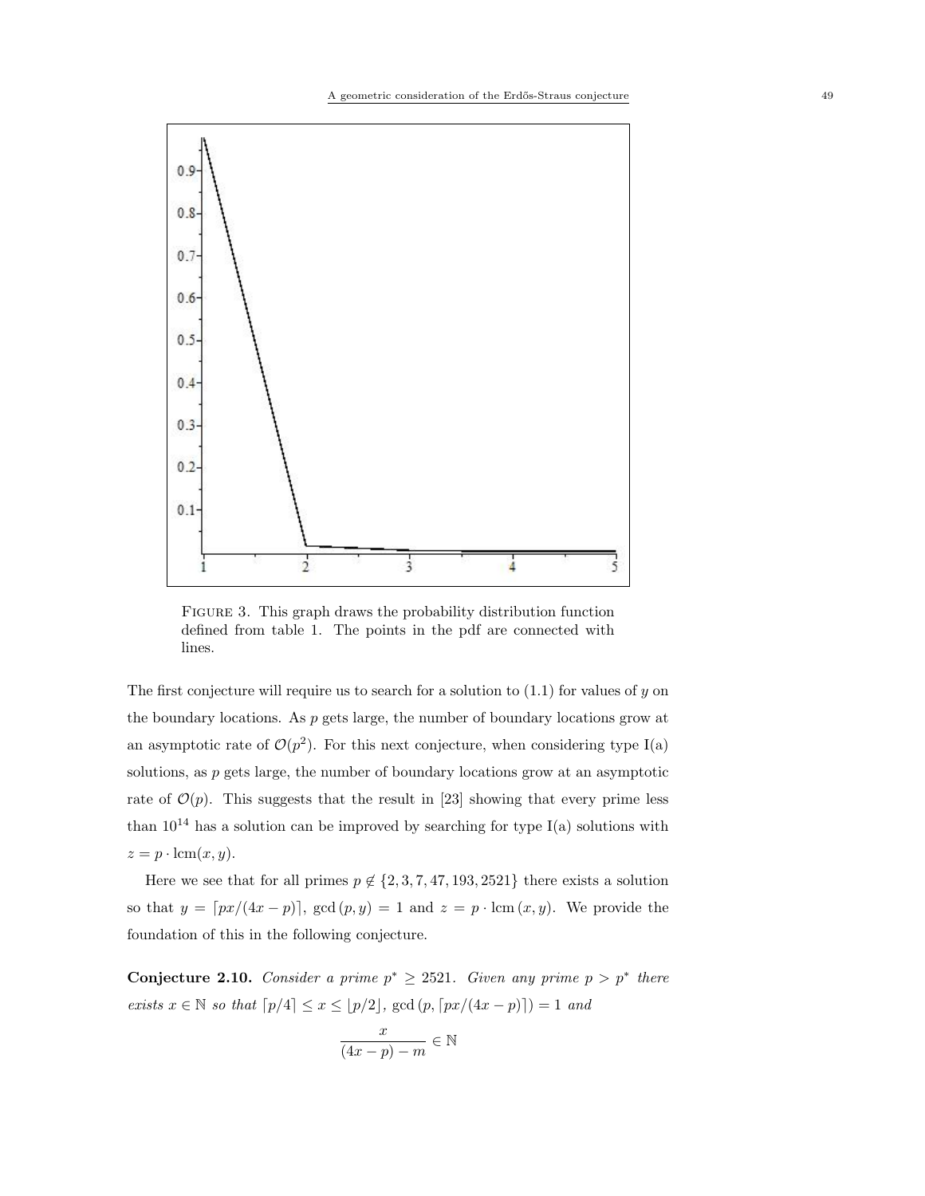FIGURE 3. This graph draws the probability distribution function defined from table 1. The points in the pdf are connected with lines.

The first conjecture will require us to search for a solution to (1.1) for values of $y$ on the boundary locations. As $p$ gets large, the number of boundary locations grow at an asymptotic rate of $\mathcal{O}(p^2)$. For this next conjecture, when considering type I(a) solutions, as $p$ gets large, the number of boundary locations grow at an asymptotic rate of $\mathcal{O}(p)$. This suggests that the result in [23] showing that every prime less than $10^{14}$ has a solution can be improved by searching for type I(a) solutions with $z = p \cdot \operatorname{lcm}(x, y)$.

Here we see that for all primes $p \notin \{2, 3, 7, 47, 193, 2521\}$ there exists a solution so that $y = \lceil px/(4x - p) \rceil$, $\gcd(p, y) = 1$ and $z = p \cdot \operatorname{lcm}(x, y)$. We provide the foundation of this in the following conjecture.

**Conjecture 2.10.** *Consider a prime $p^* \geq 2521$. Given any prime $p > p^*$ there exists $x \in \mathbb{N}$ so that $\lceil p/4 \rceil \leq x \leq \lfloor p/2 \rfloor$, $\gcd(p, \lceil px/(4x - p) \rceil) = 1$ and*

$$\frac{x}{(4x - p) - m} \in \mathbb{N}$$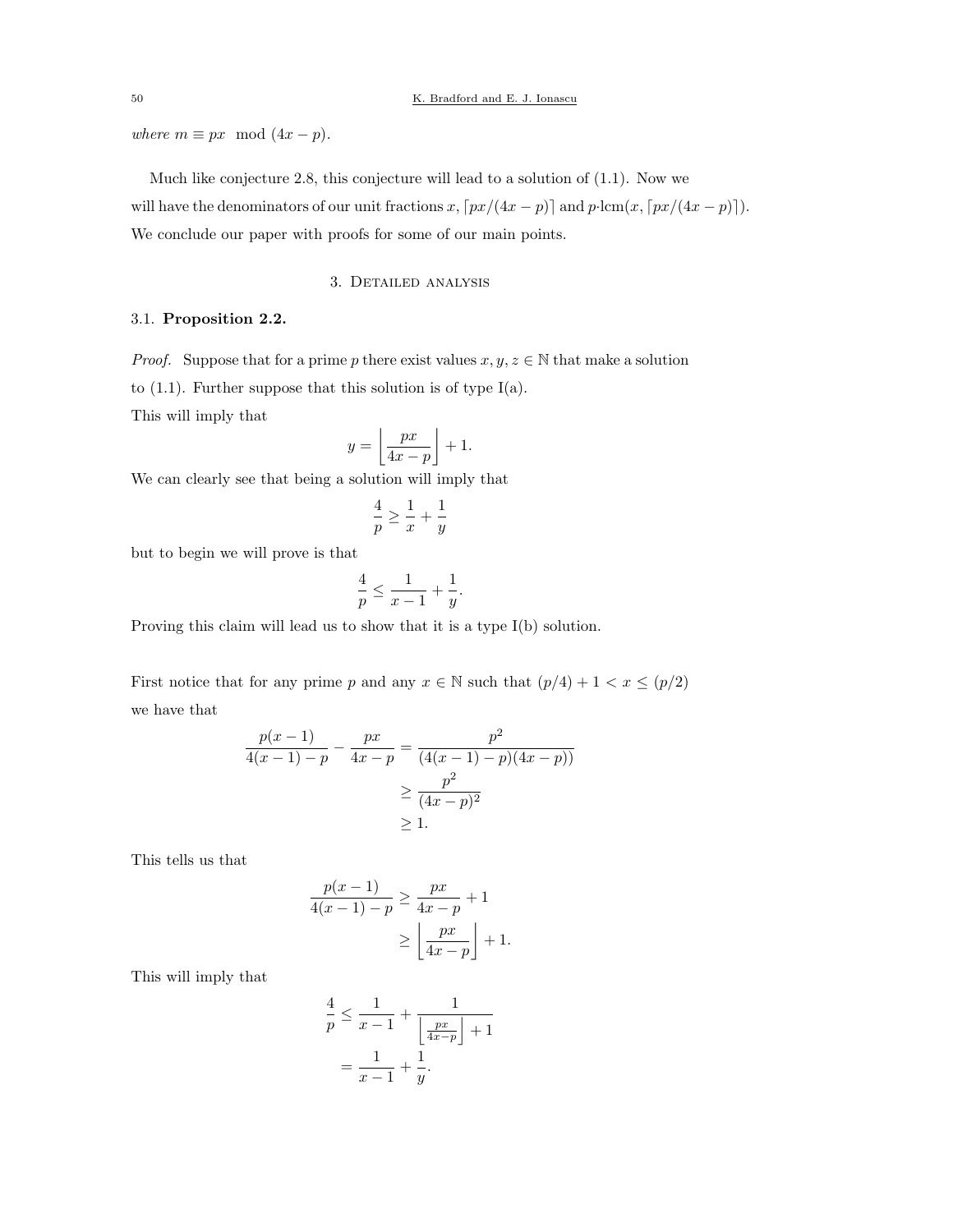*where* $m \equiv px \mod (4x - p)$.

Much like conjecture 2.8, this conjecture will lead to a solution of (1.1). Now we will have the denominators of our unit fractions $x$, $\lceil px/(4x-p) \rceil$ and $p \cdot \text{lcm}(x, \lceil px/(4x-p) \rceil)$. We conclude our paper with proofs for some of our main points.

## 3. Detailed analysis

### 3.1. **Proposition 2.2.**

*Proof.* Suppose that for a prime $p$ there exist values $x, y, z \in \mathbb{N}$ that make a solution to (1.1). Further suppose that this solution is of type I(a).

This will imply that

$$y = \left\lfloor \frac{px}{4x - p} \right\rfloor + 1.$$

We can clearly see that being a solution will imply that

$$\frac{4}{p} \geq \frac{1}{x} + \frac{1}{y}$$

but to begin we will prove is that

$$\frac{4}{p} \leq \frac{1}{x-1} + \frac{1}{y}.$$

Proving this claim will lead us to show that it is a type I(b) solution.

First notice that for any prime $p$ and any $x \in \mathbb{N}$ such that $(p/4) + 1 < x \leq (p/2)$ we have that

$$\begin{aligned}
\frac{p(x-1)}{4(x-1)-p} - \frac{px}{4x-p} &= \frac{p^2}{(4(x-1)-p)(4x-p))} \\
&\geq \frac{p^2}{(4x-p)^2} \\
&\geq 1.
\end{aligned}$$

This tells us that

$$\begin{aligned}
\frac{p(x-1)}{4(x-1)-p} &\geq \frac{px}{4x-p} + 1 \\
&\geq \left\lfloor \frac{px}{4x-p} \right\rfloor + 1.
\end{aligned}$$

This will imply that

$$\begin{aligned}
\frac{4}{p} &\leq \frac{1}{x-1} + \frac{1}{\left\lfloor \frac{px}{4x-p} \right\rfloor + 1} \\
&= \frac{1}{x-1} + \frac{1}{y}.
\end{aligned}$$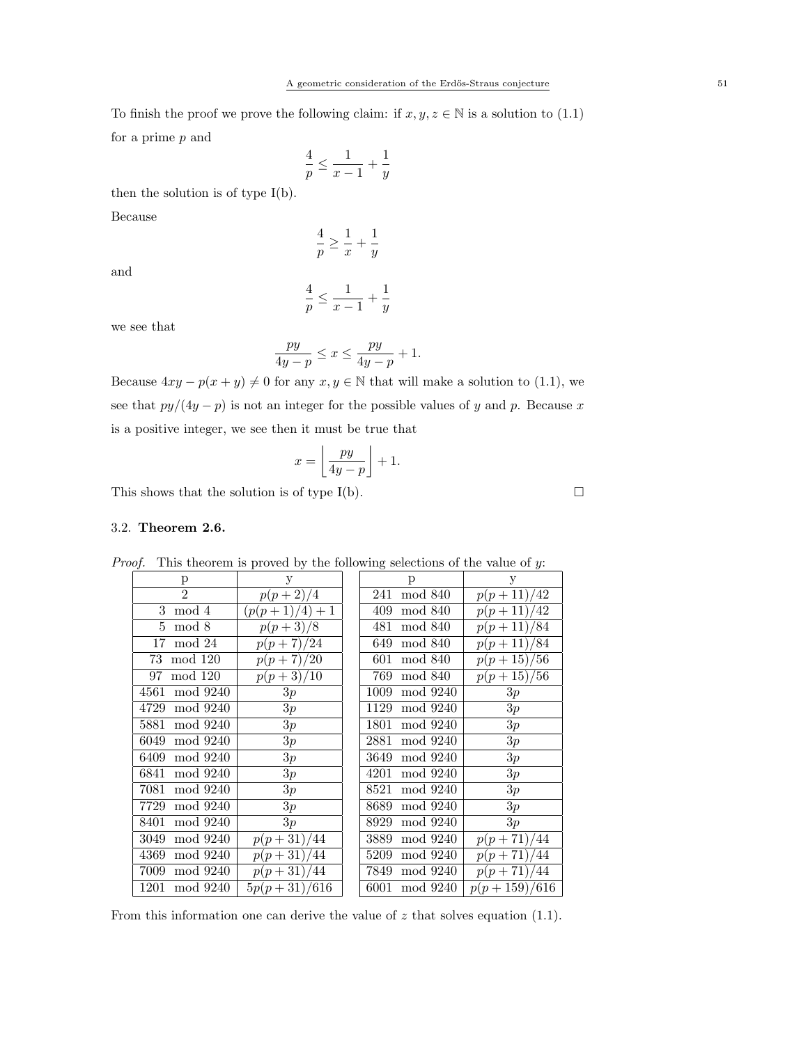To finish the proof we prove the following claim: if $x, y, z \in \mathbb{N}$ is a solution to (1.1) for a prime $p$ and

$$\frac{4}{p} \leq \frac{1}{x-1} + \frac{1}{y}$$

then the solution is of type I(b).

Because

$$\frac{4}{p} \geq \frac{1}{x} + \frac{1}{y}$$

and

$$\frac{4}{p} \leq \frac{1}{x-1} + \frac{1}{y}$$

we see that

$$\frac{py}{4y-p} \leq x \leq \frac{py}{4y-p} + 1.$$

Because $4xy - p(x+y) \neq 0$ for any $x, y \in \mathbb{N}$ that will make a solution to (1.1), we see that $py/(4y-p)$ is not an integer for the possible values of $y$ and $p$. Because $x$ is a positive integer, we see then it must be true that

$$x = \left\lfloor \frac{py}{4y-p} \right\rfloor + 1.$$

This shows that the solution is of type I(b). □

### 3.2. Theorem 2.6.

*Proof.* This theorem is proved by the following selections of the value of $y$:

| p | y |
|---|---|
| 2 | $p(p+2)/4$ |
| 3 mod 4 | $(p(p+1)/4)+1$ |
| 5 mod 8 | $p(p+3)/8$ |
| 17 mod 24 | $p(p+7)/24$ |
| 73 mod 120 | $p(p+7)/20$ |
| 97 mod 120 | $p(p+3)/10$ |
| 4561 mod 9240 | $3p$ |
| 4729 mod 9240 | $3p$ |
| 5881 mod 9240 | $3p$ |
| 6049 mod 9240 | $3p$ |
| 6409 mod 9240 | $3p$ |
| 6841 mod 9240 | $3p$ |
| 7081 mod 9240 | $3p$ |
| 7729 mod 9240 | $3p$ |
| 8401 mod 9240 | $3p$ |
| 3049 mod 9240 | $p(p+31)/44$ |
| 4369 mod 9240 | $p(p+31)/44$ |
| 7009 mod 9240 | $p(p+31)/44$ |
| 1201 mod 9240 | $5p(p+31)/616$ |

| p | y |
|---|---|
| 241 mod 840 | $p(p+11)/42$ |
| 409 mod 840 | $p(p+11)/42$ |
| 481 mod 840 | $p(p+11)/84$ |
| 649 mod 840 | $p(p+11)/84$ |
| 601 mod 840 | $p(p+15)/56$ |
| 769 mod 840 | $p(p+15)/56$ |
| 1009 mod 9240 | $3p$ |
| 1129 mod 9240 | $3p$ |
| 1801 mod 9240 | $3p$ |
| 2881 mod 9240 | $3p$ |
| 3649 mod 9240 | $3p$ |
| 4201 mod 9240 | $3p$ |
| 8521 mod 9240 | $3p$ |
| 8689 mod 9240 | $3p$ |
| 8929 mod 9240 | $3p$ |
| 3889 mod 9240 | $p(p+71)/44$ |
| 5209 mod 9240 | $p(p+71)/44$ |
| 7849 mod 9240 | $p(p+71)/44$ |
| 6001 mod 9240 | $p(p+159)/616$ |

From this information one can derive the value of $z$ that solves equation (1.1).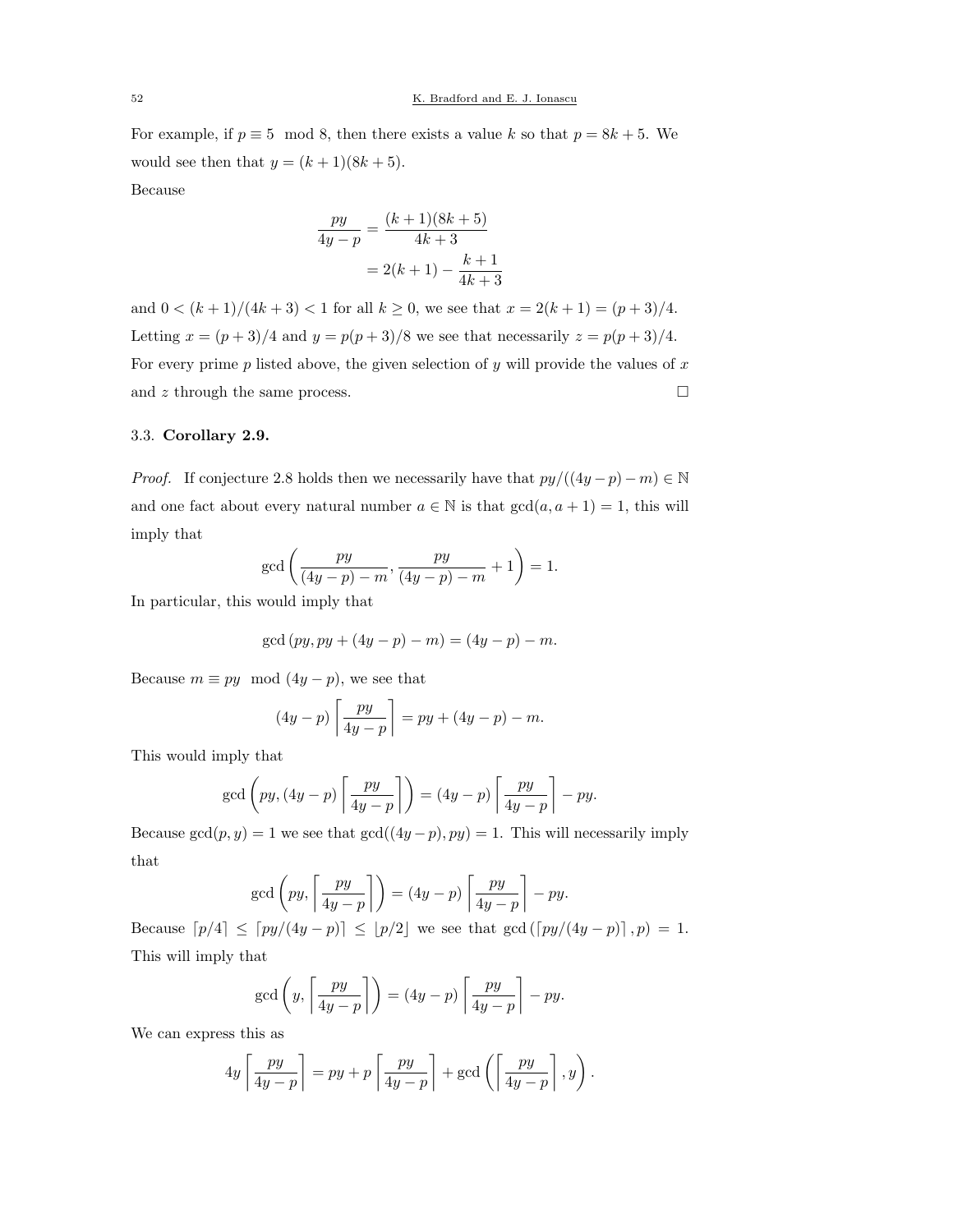For example, if $p \equiv 5 \mod 8$, then there exists a value $k$ so that $p = 8k + 5$. We would see then that $y = (k+1)(8k+5)$.

Because

$$\frac{py}{4y-p} = \frac{(k+1)(8k+5)}{4k+3}$$
$$= 2(k+1) - \frac{k+1}{4k+3}$$

and $0 < (k+1)/(4k+3) < 1$ for all $k \geq 0$, we see that $x = 2(k+1) = (p+3)/4$. Letting $x = (p+3)/4$ and $y = p(p+3)/8$ we see that necessarily $z = p(p+3)/4$. For every prime $p$ listed above, the given selection of $y$ will provide the values of $x$ and $z$ through the same process. $\square$

### 3.3. Corollary 2.9.

*Proof.* If conjecture 2.8 holds then we necessarily have that $py/((4y-p)-m) \in \mathbb{N}$ and one fact about every natural number $a \in \mathbb{N}$ is that $\gcd(a, a+1) = 1$, this will imply that

$$\gcd\left(\frac{py}{(4y-p)-m}, \frac{py}{(4y-p)-m} + 1\right) = 1.$$

In particular, this would imply that

$$\gcd\left(py, py + (4y-p) - m\right) = (4y-p) - m.$$

Because $m \equiv py \mod (4y-p)$, we see that

$$(4y-p)\left\lceil \frac{py}{4y-p} \right\rceil = py + (4y-p) - m.$$

This would imply that

$$\gcd\left(py, (4y-p)\left\lceil \frac{py}{4y-p} \right\rceil\right) = (4y-p)\left\lceil \frac{py}{4y-p} \right\rceil - py.$$

Because $\gcd(p, y) = 1$ we see that $\gcd((4y-p), py) = 1$. This will necessarily imply that

$$\gcd\left(py, \left\lceil \frac{py}{4y-p} \right\rceil\right) = (4y-p)\left\lceil \frac{py}{4y-p} \right\rceil - py.$$

Because $\lceil p/4 \rceil \leq \lceil py/(4y-p) \rceil \leq \lfloor p/2 \rfloor$ we see that $\gcd\left(\lceil py/(4y-p) \rceil, p\right) = 1$. This will imply that

$$\gcd\left(y, \left\lceil \frac{py}{4y-p} \right\rceil\right) = (4y-p)\left\lceil \frac{py}{4y-p} \right\rceil - py.$$

We can express this as

$$4y\left\lceil \frac{py}{4y-p} \right\rceil = py + p\left\lceil \frac{py}{4y-p} \right\rceil + \gcd\left(\left\lceil \frac{py}{4y-p} \right\rceil, y\right).$$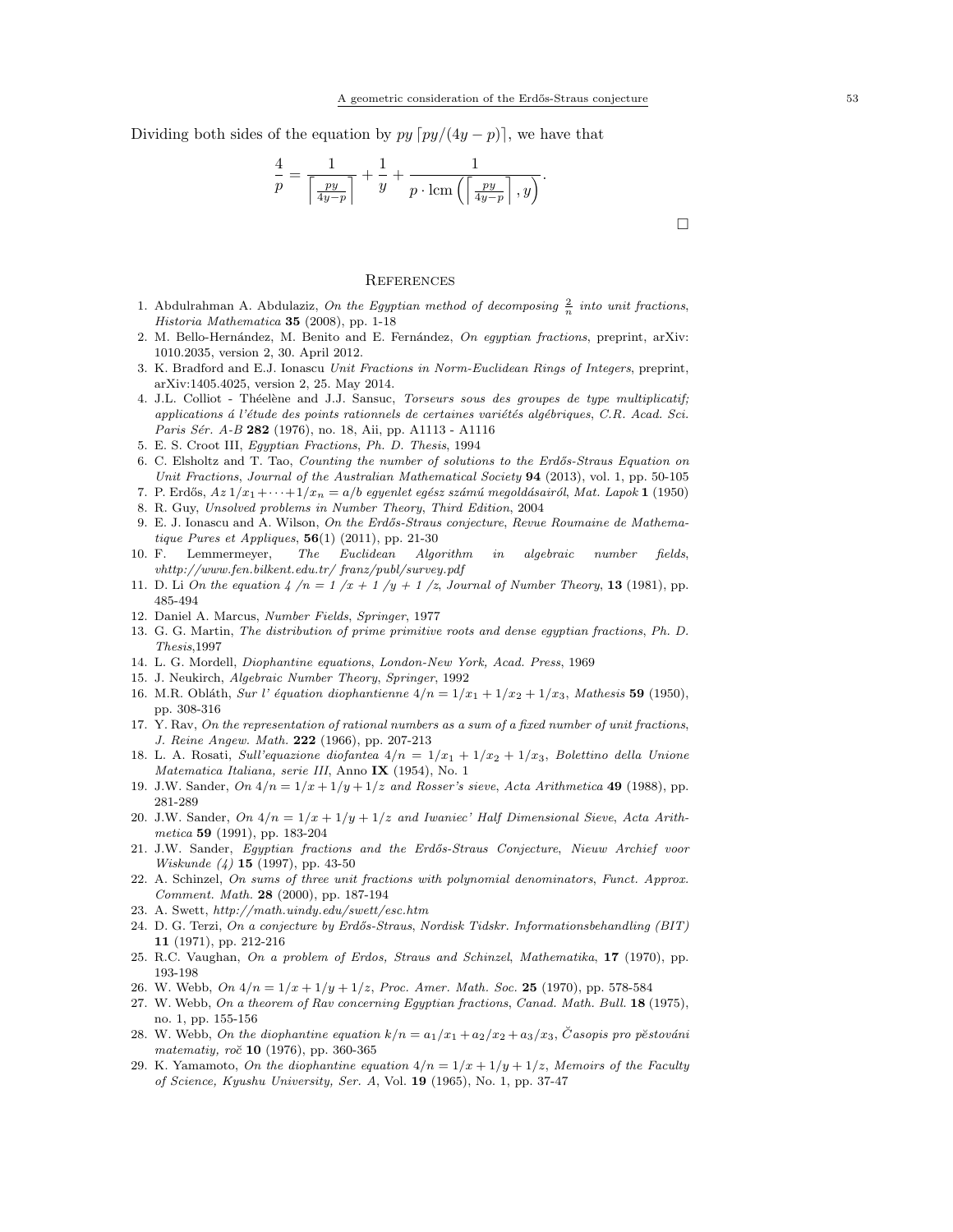Dividing both sides of the equation by $py\lceil py/(4y-p)\rceil$, we have that

$$\frac{4}{p} = \frac{1}{\left\lceil \frac{py}{4y-p} \right\rceil} + \frac{1}{y} + \frac{1}{p \cdot \operatorname{lcm}\left( \left\lceil \frac{py}{4y-p} \right\rceil, y \right)}.$$

□

## References

1. Abdulrahman A. Abdulaziz, *On the Egyptian method of decomposing $\frac{2}{n}$ into unit fractions*, *Historia Mathematica* **35** (2008), pp. 1-18
2. M. Bello-Hernández, M. Benito and E. Fernández, *On egyptian fractions*, preprint, arXiv: 1010.2035, version 2, 30. April 2012.
3. K. Bradford and E.J. Ionascu *Unit Fractions in Norm-Euclidean Rings of Integers*, preprint, arXiv:1405.4025, version 2, 25. May 2014.
4. J.L. Colliot - Théelène and J.J. Sansuc, *Torseurs sous des groupes de type multiplicatif; applications á l'étude des points rationnels de certaines variétés algébriques*, *C.R. Acad. Sci. Paris Sér. A-B* **282** (1976), no. 18, Aii, pp. A1113 - A1116
5. E. S. Croot III, *Egyptian Fractions*, *Ph. D. Thesis*, 1994
6. C. Elsholtz and T. Tao, *Counting the number of solutions to the Erdős-Straus Equation on Unit Fractions*, *Journal of the Australian Mathematical Society* **94** (2013), vol. 1, pp. 50-105
7. P. Erdős, *Az $1/x_1 + \cdots + 1/x_n = a/b$ egyenlet egész számú megoldásairól*, *Mat. Lapok* **1** (1950)
8. R. Guy, *Unsolved problems in Number Theory, Third Edition*, 2004
9. E. J. Ionascu and A. Wilson, *On the Erdős-Straus conjecture*, *Revue Roumaine de Mathematique Pures et Appliques*, **56**(1) (2011), pp. 21-30
10. F. Lemmermeyer, *The Euclidean Algorithm in algebraic number fields*, *vhttp://www.fen.bilkent.edu.tr/ franz/publ/survey.pdf*
11. D. Li *On the equation 4 /n = 1 /x + 1 /y + 1 /z*, *Journal of Number Theory*, **13** (1981), pp. 485-494
12. Daniel A. Marcus, *Number Fields*, *Springer*, 1977
13. G. G. Martin, *The distribution of prime primitive roots and dense egyptian fractions*, *Ph. D. Thesis*,1997
14. L. G. Mordell, *Diophantine equations*, *London-New York, Acad. Press*, 1969
15. J. Neukirch, *Algebraic Number Theory*, *Springer*, 1992
16. M.R. Obláth, *Sur l' équation diophantienne $4/n = 1/x_1 + 1/x_2 + 1/x_3$*, *Mathesis* **59** (1950), pp. 308-316
17. Y. Rav, *On the representation of rational numbers as a sum of a fixed number of unit fractions*, *J. Reine Angew. Math.* **222** (1966), pp. 207-213
18. L. A. Rosati, *Sull'equazione diofantea $4/n = 1/x_1 + 1/x_2 + 1/x_3$*, *Bolettino della Unione Matematica Italiana, serie III*, Anno **IX** (1954), No. 1
19. J.W. Sander, *On $4/n = 1/x + 1/y + 1/z$ and Rosser's sieve*, *Acta Arithmetica* **49** (1988), pp. 281-289
20. J.W. Sander, *On $4/n = 1/x + 1/y + 1/z$ and Iwaniec' Half Dimensional Sieve*, *Acta Arithmetica* **59** (1991), pp. 183-204
21. J.W. Sander, *Egyptian fractions and the Erdős-Straus Conjecture*, *Nieuw Archief voor Wiskunde (4)* **15** (1997), pp. 43-50
22. A. Schinzel, *On sums of three unit fractions with polynomial denominators*, *Funct. Approx. Comment. Math.* **28** (2000), pp. 187-194
23. A. Swett, *http://math.uindy.edu/swett/esc.htm*
24. D. G. Terzi, *On a conjecture by Erdős-Straus*, *Nordisk Tidskr. Informationsbehandling (BIT)* **11** (1971), pp. 212-216
25. R.C. Vaughan, *On a problem of Erdos, Straus and Schinzel*, *Mathematika*, **17** (1970), pp. 193-198
26. W. Webb, *On $4/n = 1/x + 1/y + 1/z$*, *Proc. Amer. Math. Soc.* **25** (1970), pp. 578-584
27. W. Webb, *On a theorem of Rav concerning Egyptian fractions*, *Canad. Math. Bull.* **18** (1975), no. 1, pp. 155-156
28. W. Webb, *On the diophantine equation $k/n = a_1/x_1 + a_2/x_2 + a_3/x_3$*, *Časopis pro pěstováni matematiy, roč* **10** (1976), pp. 360-365
29. K. Yamamoto, *On the diophantine equation $4/n = 1/x + 1/y + 1/z$*, *Memoirs of the Faculty of Science, Kyushu University, Ser. A*, Vol. **19** (1965), No. 1, pp. 37-47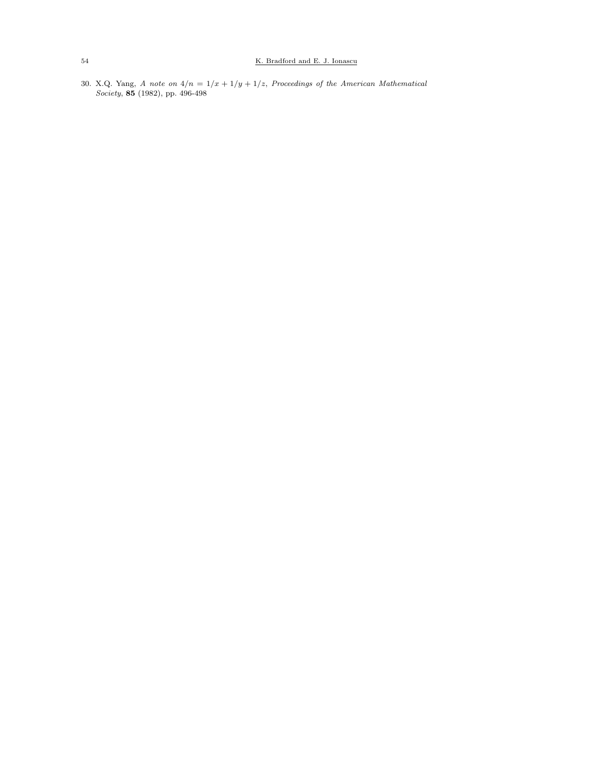30. X.Q. Yang, *A note on $4/n = 1/x + 1/y + 1/z$*, *Proceedings of the American Mathematical Society*, **85** (1982), pp. 496-498